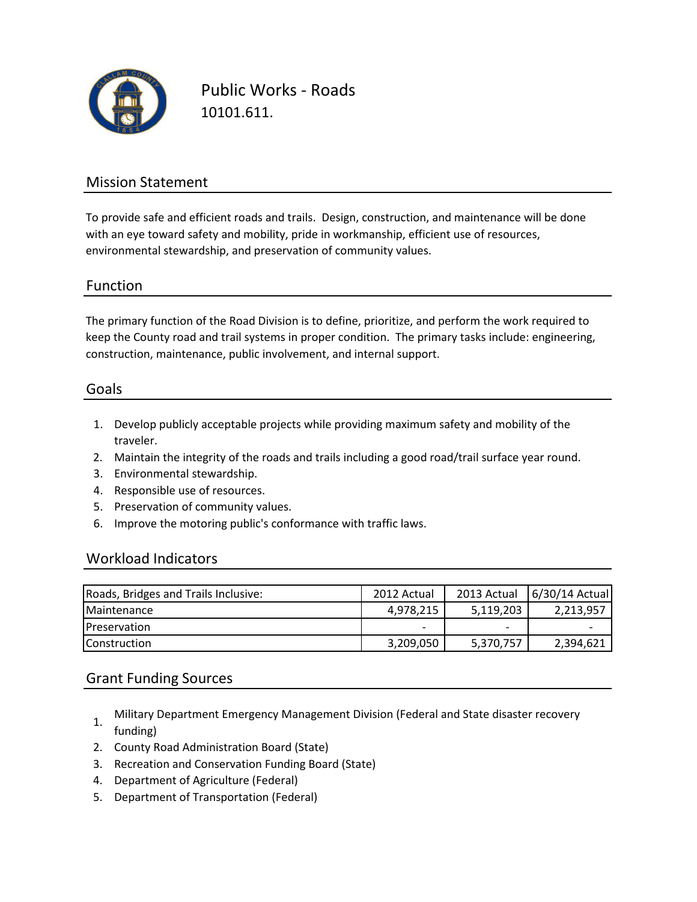# Public Works - Roads

10101.611.

## Mission Statement

To provide safe and efficient roads and trails. Design, construction, and maintenance will be done with an eye toward safety and mobility, pride in workmanship, efficient use of resources, environmental stewardship, and preservation of community values.

## Function

The primary function of the Road Division is to define, prioritize, and perform the work required to keep the County road and trail systems in proper condition. The primary tasks include: engineering, construction, maintenance, public involvement, and internal support.

## Goals

1. Develop publicly acceptable projects while providing maximum safety and mobility of the traveler.
2. Maintain the integrity of the roads and trails including a good road/trail surface year round.
3. Environmental stewardship.
4. Responsible use of resources.
5. Preservation of community values.
6. Improve the motoring public's conformance with traffic laws.

## Workload Indicators

| Roads, Bridges and Trails Inclusive: | 2012 Actual | 2013 Actual | 6/30/14 Actual |
|---|---|---|---|
| Maintenance | 4,978,215 | 5,119,203 | 2,213,957 |
| Preservation | - | - | - |
| Construction | 3,209,050 | 5,370,757 | 2,394,621 |

## Grant Funding Sources

1. Military Department Emergency Management Division (Federal and State disaster recovery funding)
2. County Road Administration Board (State)
3. Recreation and Conservation Funding Board (State)
4. Department of Agriculture (Federal)
5. Department of Transportation (Federal)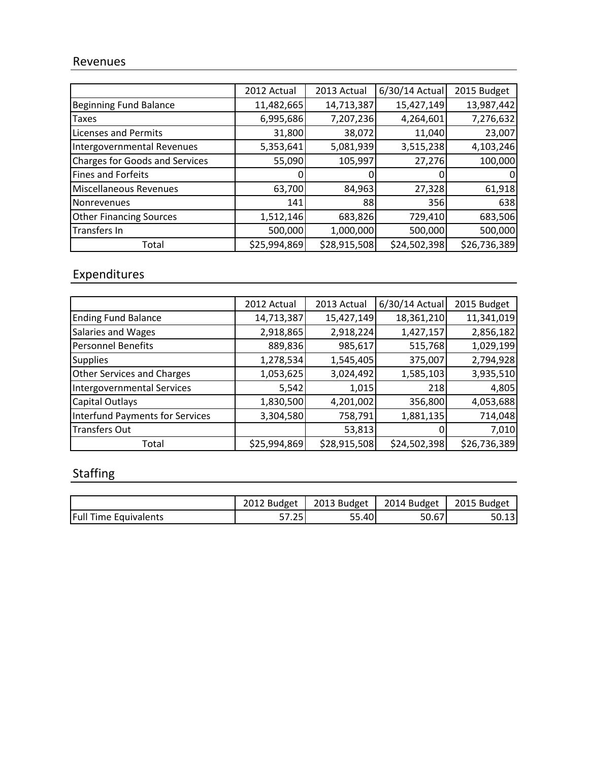## Revenues

| | 2012 Actual | 2013 Actual | 6/30/14 Actual | 2015 Budget |
|---|---|---|---|---|
| Beginning Fund Balance | 11,482,665 | 14,713,387 | 15,427,149 | 13,987,442 |
| Taxes | 6,995,686 | 7,207,236 | 4,264,601 | 7,276,632 |
| Licenses and Permits | 31,800 | 38,072 | 11,040 | 23,007 |
| Intergovernmental Revenues | 5,353,641 | 5,081,939 | 3,515,238 | 4,103,246 |
| Charges for Goods and Services | 55,090 | 105,997 | 27,276 | 100,000 |
| Fines and Forfeits | 0 | 0 | 0 | 0 |
| Miscellaneous Revenues | 63,700 | 84,963 | 27,328 | 61,918 |
| Nonrevenues | 141 | 88 | 356 | 638 |
| Other Financing Sources | 1,512,146 | 683,826 | 729,410 | 683,506 |
| Transfers In | 500,000 | 1,000,000 | 500,000 | 500,000 |
| Total | $25,994,869 | $28,915,508 | $24,502,398 | $26,736,389 |

## Expenditures

| | 2012 Actual | 2013 Actual | 6/30/14 Actual | 2015 Budget |
|---|---|---|---|---|
| Ending Fund Balance | 14,713,387 | 15,427,149 | 18,361,210 | 11,341,019 |
| Salaries and Wages | 2,918,865 | 2,918,224 | 1,427,157 | 2,856,182 |
| Personnel Benefits | 889,836 | 985,617 | 515,768 | 1,029,199 |
| Supplies | 1,278,534 | 1,545,405 | 375,007 | 2,794,928 |
| Other Services and Charges | 1,053,625 | 3,024,492 | 1,585,103 | 3,935,510 |
| Intergovernmental Services | 5,542 | 1,015 | 218 | 4,805 |
| Capital Outlays | 1,830,500 | 4,201,002 | 356,800 | 4,053,688 |
| Interfund Payments for Services | 3,304,580 | 758,791 | 1,881,135 | 714,048 |
| Transfers Out | | 53,813 | 0 | 7,010 |
| Total | $25,994,869 | $28,915,508 | $24,502,398 | $26,736,389 |

## Staffing

| | 2012 Budget | 2013 Budget | 2014 Budget | 2015 Budget |
|---|---|---|---|---|
| Full Time Equivalents | 57.25 | 55.40 | 50.67 | 50.13 |